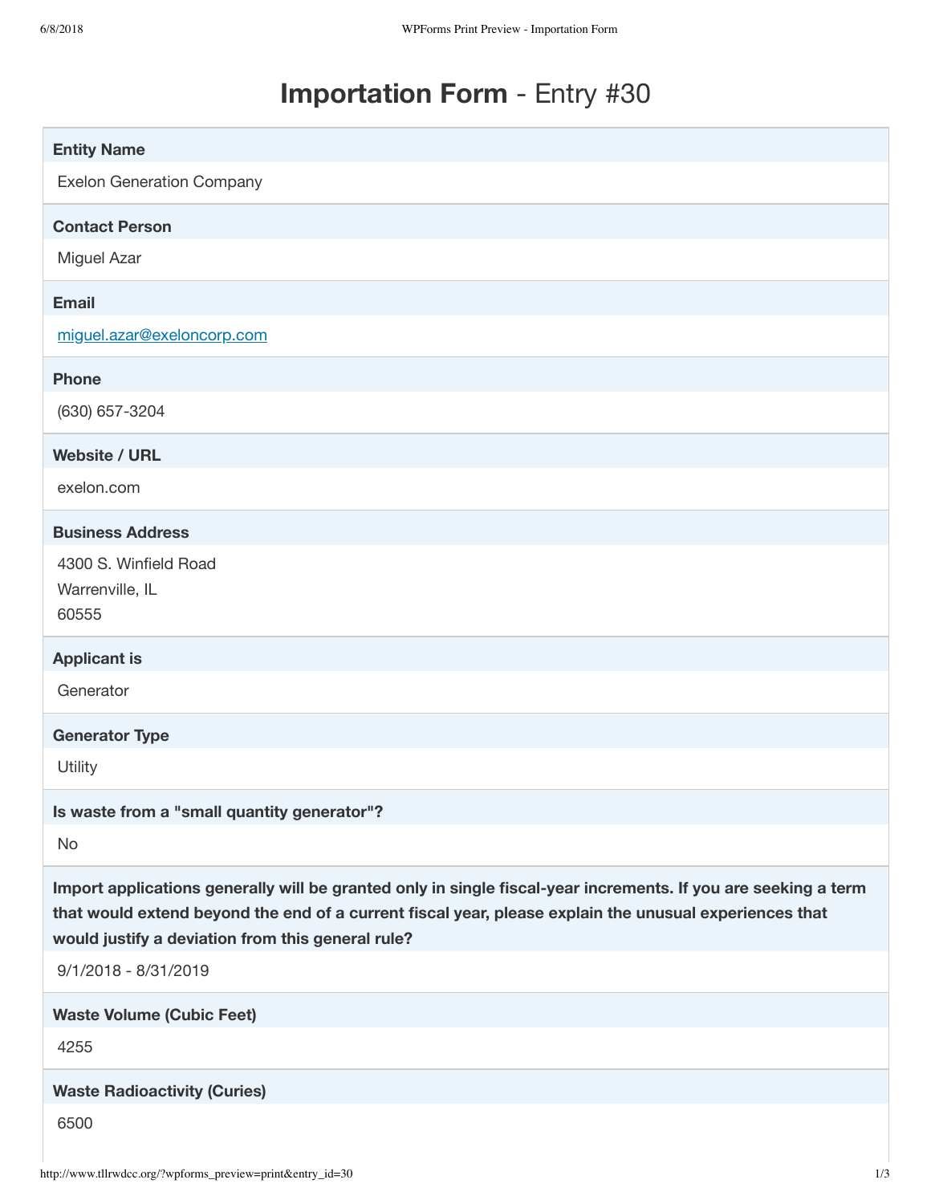# **Importation Form** - Entry #30

**Entity Name**

Exelon Generation Company

**Contact Person**

Miguel Azar

**Email**

[miguel.azar@exeloncorp.com](mailto:miguel.azar@exeloncorp.com)

**Phone**

(630) 657-3204

**Website / URL**

exelon.com

**Business Address**

4300 S. Winfield Road
Warrenville, IL
60555

**Applicant is**

Generator

**Generator Type**

Utility

**Is waste from a "small quantity generator"?**

No

**Import applications generally will be granted only in single fiscal-year increments. If you are seeking a term that would extend beyond the end of a current fiscal year, please explain the unusual experiences that would justify a deviation from this general rule?**

9/1/2018 - 8/31/2019

**Waste Volume (Cubic Feet)**

4255

**Waste Radioactivity (Curies)**

6500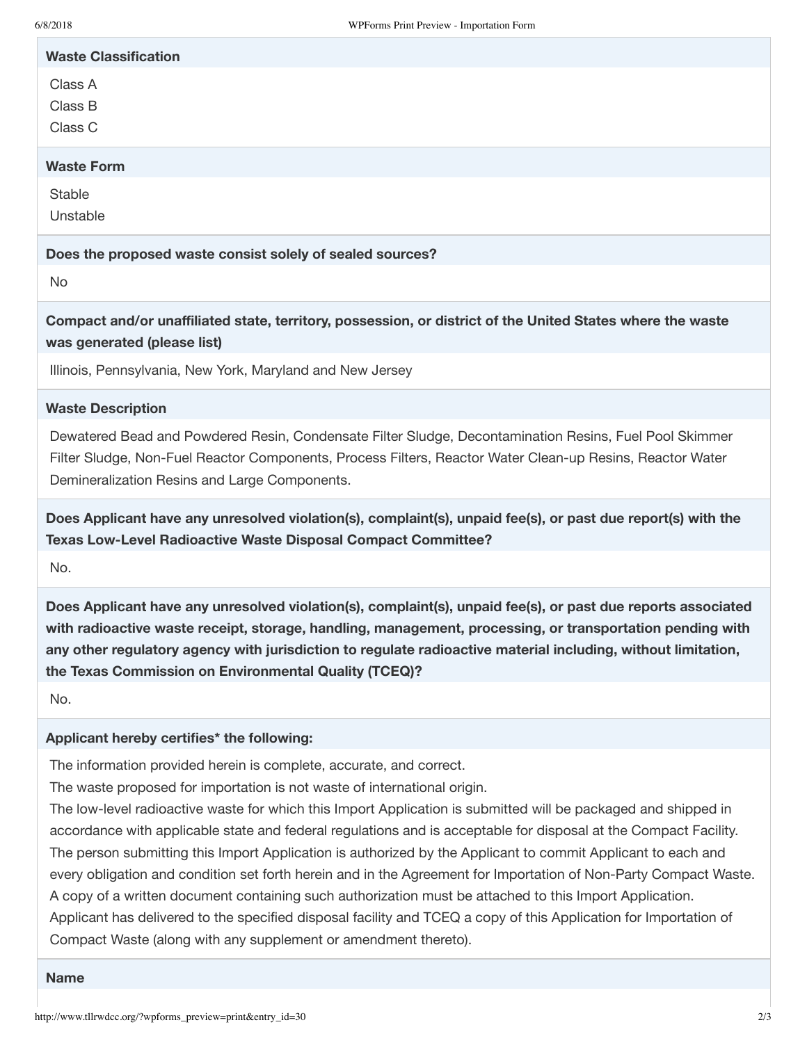**Waste Classification**

Class A
Class B
Class C

**Waste Form**

Stable
Unstable

**Does the proposed waste consist solely of sealed sources?**

No

**Compact and/or unaffiliated state, territory, possession, or district of the United States where the waste was generated (please list)**

Illinois, Pennsylvania, New York, Maryland and New Jersey

**Waste Description**

Dewatered Bead and Powdered Resin, Condensate Filter Sludge, Decontamination Resins, Fuel Pool Skimmer Filter Sludge, Non-Fuel Reactor Components, Process Filters, Reactor Water Clean-up Resins, Reactor Water Demineralization Resins and Large Components.

**Does Applicant have any unresolved violation(s), complaint(s), unpaid fee(s), or past due report(s) with the Texas Low-Level Radioactive Waste Disposal Compact Committee?**

No.

**Does Applicant have any unresolved violation(s), complaint(s), unpaid fee(s), or past due reports associated with radioactive waste receipt, storage, handling, management, processing, or transportation pending with any other regulatory agency with jurisdiction to regulate radioactive material including, without limitation, the Texas Commission on Environmental Quality (TCEQ)?**

No.

**Applicant hereby certifies* the following:**

The information provided herein is complete, accurate, and correct.
The waste proposed for importation is not waste of international origin.
The low-level radioactive waste for which this Import Application is submitted will be packaged and shipped in accordance with applicable state and federal regulations and is acceptable for disposal at the Compact Facility.
The person submitting this Import Application is authorized by the Applicant to commit Applicant to each and every obligation and condition set forth herein and in the Agreement for Importation of Non-Party Compact Waste. A copy of a written document containing such authorization must be attached to this Import Application.
Applicant has delivered to the specified disposal facility and TCEQ a copy of this Application for Importation of Compact Waste (along with any supplement or amendment thereto).

**Name**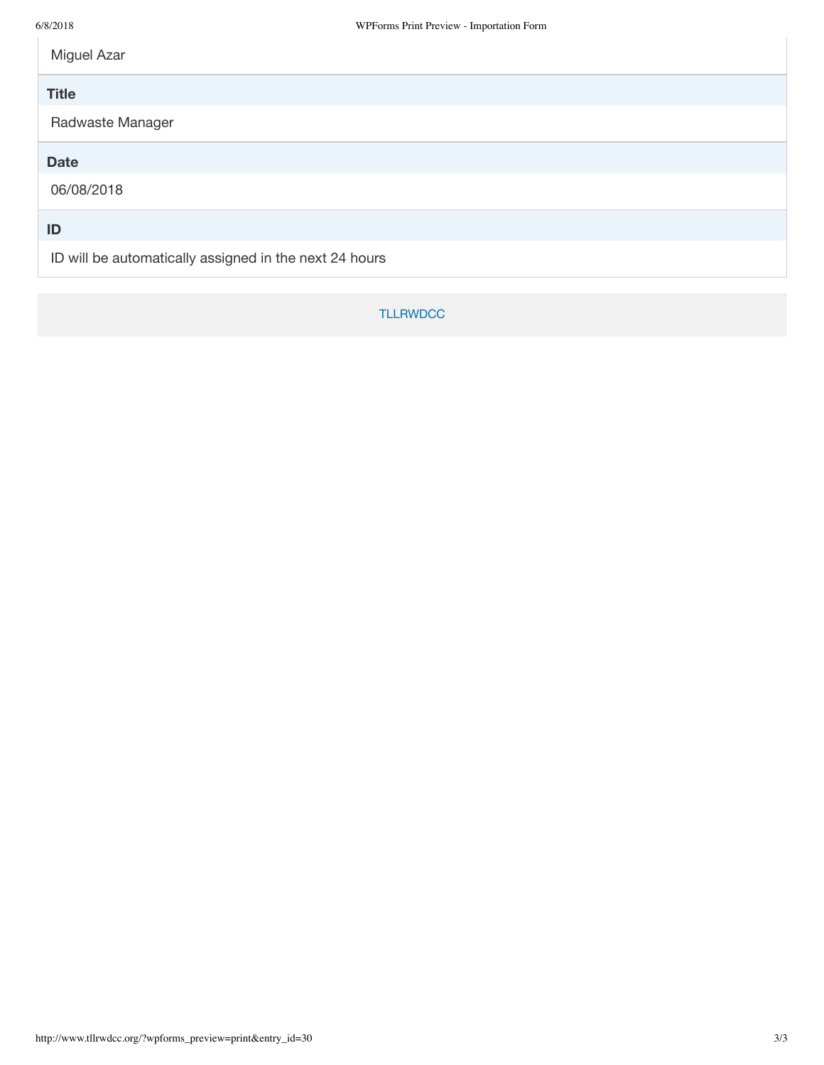Miguel Azar

**Title**

Radwaste Manager

**Date**

06/08/2018

**ID**

ID will be automatically assigned in the next 24 hours

TLLRWDCC